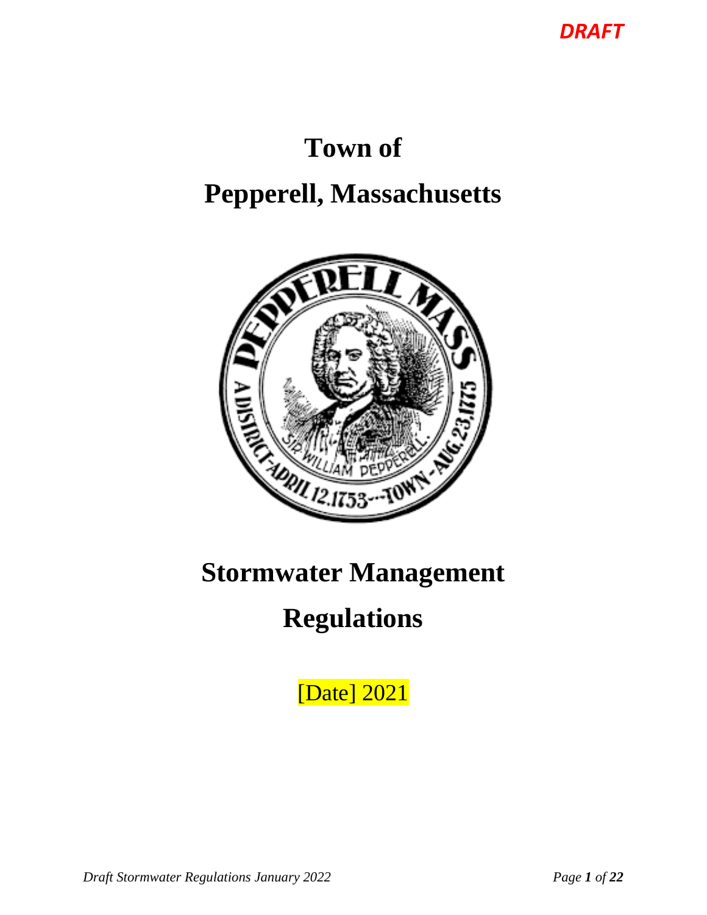*DRAFT*

# Town of

# Pepperell, Massachusetts

# Stormwater Management Regulations

[Date] 2021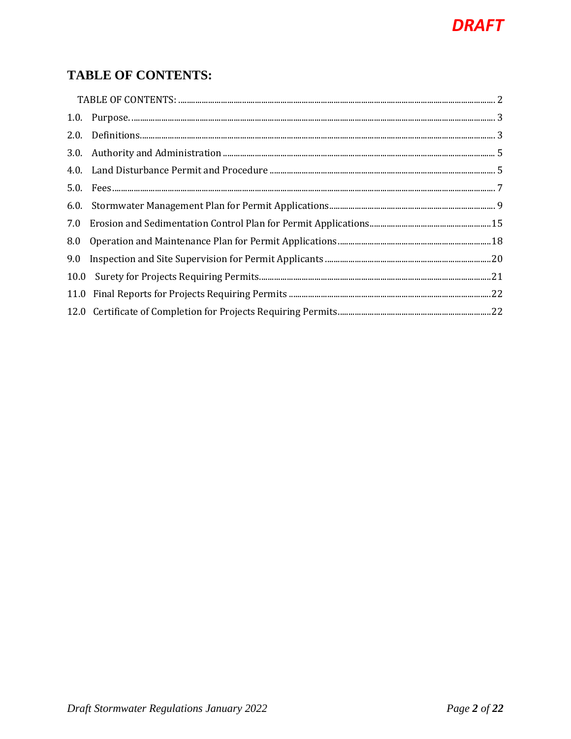**DRAFT**

## TABLE OF CONTENTS:

TABLE OF CONTENTS: ..... 2

1.0. Purpose. ..... 3

2.0. Definitions. ..... 3

3.0. Authority and Administration ..... 5

4.0. Land Disturbance Permit and Procedure ..... 5

5.0. Fees ..... 7

6.0. Stormwater Management Plan for Permit Applications ..... 9

7.0 Erosion and Sedimentation Control Plan for Permit Applications ..... 15

8.0 Operation and Maintenance Plan for Permit Applications ..... 18

9.0 Inspection and Site Supervision for Permit Applicants ..... 20

10.0 Surety for Projects Requiring Permits ..... 21

11.0 Final Reports for Projects Requiring Permits ..... 22

12.0 Certificate of Completion for Projects Requiring Permits ..... 22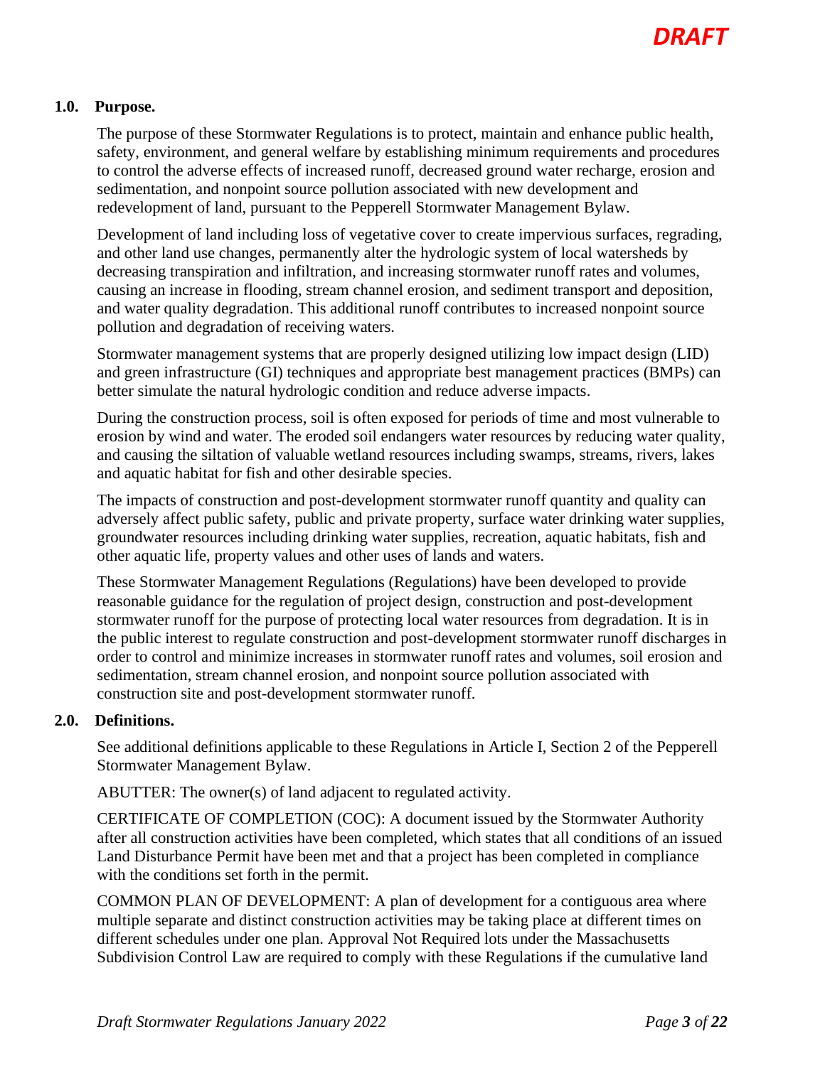DRAFT

## 1.0. Purpose.

The purpose of these Stormwater Regulations is to protect, maintain and enhance public health, safety, environment, and general welfare by establishing minimum requirements and procedures to control the adverse effects of increased runoff, decreased ground water recharge, erosion and sedimentation, and nonpoint source pollution associated with new development and redevelopment of land, pursuant to the Pepperell Stormwater Management Bylaw.

Development of land including loss of vegetative cover to create impervious surfaces, regrading, and other land use changes, permanently alter the hydrologic system of local watersheds by decreasing transpiration and infiltration, and increasing stormwater runoff rates and volumes, causing an increase in flooding, stream channel erosion, and sediment transport and deposition, and water quality degradation. This additional runoff contributes to increased nonpoint source pollution and degradation of receiving waters.

Stormwater management systems that are properly designed utilizing low impact design (LID) and green infrastructure (GI) techniques and appropriate best management practices (BMPs) can better simulate the natural hydrologic condition and reduce adverse impacts.

During the construction process, soil is often exposed for periods of time and most vulnerable to erosion by wind and water. The eroded soil endangers water resources by reducing water quality, and causing the siltation of valuable wetland resources including swamps, streams, rivers, lakes and aquatic habitat for fish and other desirable species.

The impacts of construction and post-development stormwater runoff quantity and quality can adversely affect public safety, public and private property, surface water drinking water supplies, groundwater resources including drinking water supplies, recreation, aquatic habitats, fish and other aquatic life, property values and other uses of lands and waters.

These Stormwater Management Regulations (Regulations) have been developed to provide reasonable guidance for the regulation of project design, construction and post-development stormwater runoff for the purpose of protecting local water resources from degradation. It is in the public interest to regulate construction and post-development stormwater runoff discharges in order to control and minimize increases in stormwater runoff rates and volumes, soil erosion and sedimentation, stream channel erosion, and nonpoint source pollution associated with construction site and post-development stormwater runoff.

## 2.0. Definitions.

See additional definitions applicable to these Regulations in Article I, Section 2 of the Pepperell Stormwater Management Bylaw.

ABUTTER: The owner(s) of land adjacent to regulated activity.

CERTIFICATE OF COMPLETION (COC): A document issued by the Stormwater Authority after all construction activities have been completed, which states that all conditions of an issued Land Disturbance Permit have been met and that a project has been completed in compliance with the conditions set forth in the permit.

COMMON PLAN OF DEVELOPMENT: A plan of development for a contiguous area where multiple separate and distinct construction activities may be taking place at different times on different schedules under one plan. Approval Not Required lots under the Massachusetts Subdivision Control Law are required to comply with these Regulations if the cumulative land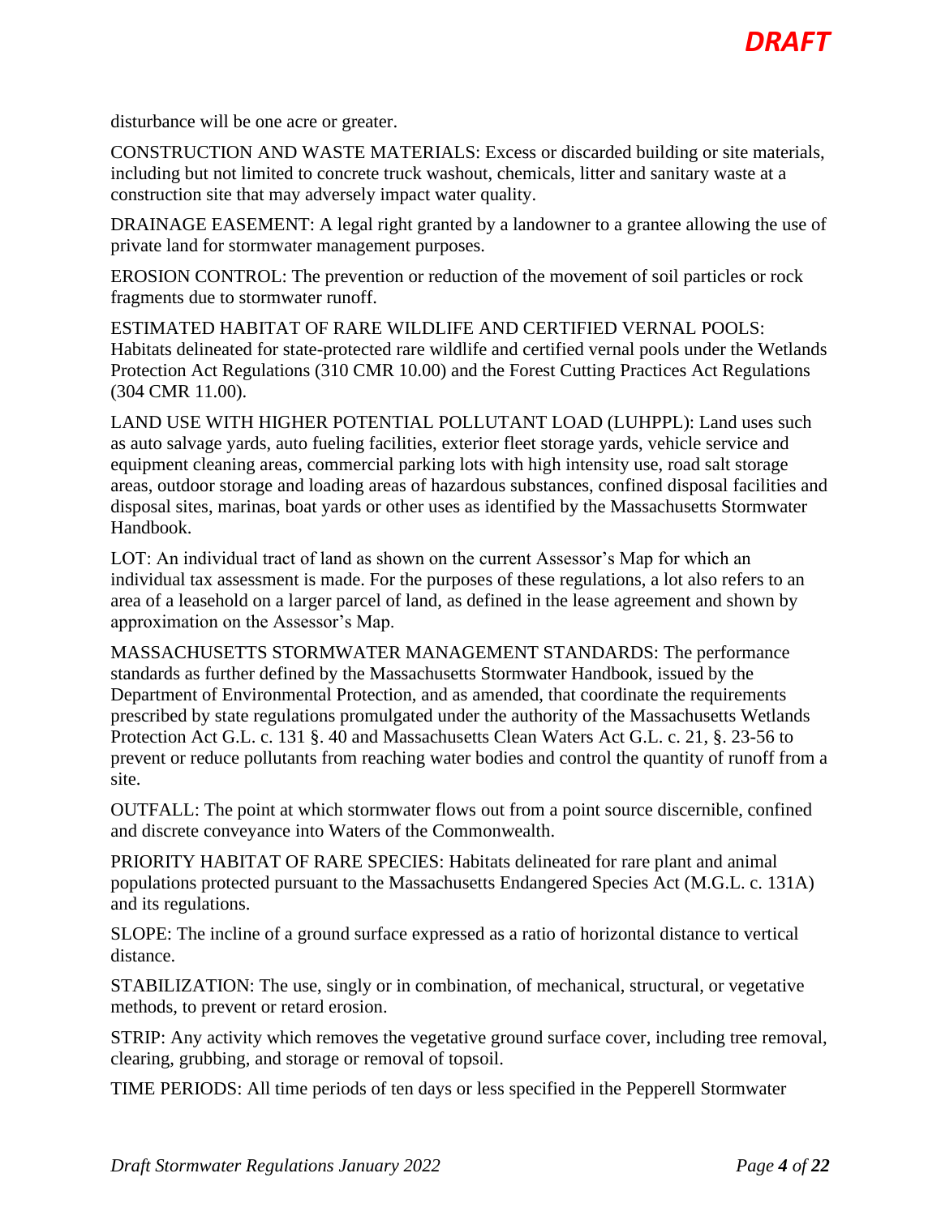disturbance will be one acre or greater.

CONSTRUCTION AND WASTE MATERIALS: Excess or discarded building or site materials, including but not limited to concrete truck washout, chemicals, litter and sanitary waste at a construction site that may adversely impact water quality.

DRAINAGE EASEMENT: A legal right granted by a landowner to a grantee allowing the use of private land for stormwater management purposes.

EROSION CONTROL: The prevention or reduction of the movement of soil particles or rock fragments due to stormwater runoff.

ESTIMATED HABITAT OF RARE WILDLIFE AND CERTIFIED VERNAL POOLS: Habitats delineated for state-protected rare wildlife and certified vernal pools under the Wetlands Protection Act Regulations (310 CMR 10.00) and the Forest Cutting Practices Act Regulations (304 CMR 11.00).

LAND USE WITH HIGHER POTENTIAL POLLUTANT LOAD (LUHPPL): Land uses such as auto salvage yards, auto fueling facilities, exterior fleet storage yards, vehicle service and equipment cleaning areas, commercial parking lots with high intensity use, road salt storage areas, outdoor storage and loading areas of hazardous substances, confined disposal facilities and disposal sites, marinas, boat yards or other uses as identified by the Massachusetts Stormwater Handbook.

LOT: An individual tract of land as shown on the current Assessor's Map for which an individual tax assessment is made. For the purposes of these regulations, a lot also refers to an area of a leasehold on a larger parcel of land, as defined in the lease agreement and shown by approximation on the Assessor's Map.

MASSACHUSETTS STORMWATER MANAGEMENT STANDARDS: The performance standards as further defined by the Massachusetts Stormwater Handbook, issued by the Department of Environmental Protection, and as amended, that coordinate the requirements prescribed by state regulations promulgated under the authority of the Massachusetts Wetlands Protection Act G.L. c. 131 §. 40 and Massachusetts Clean Waters Act G.L. c. 21, §. 23-56 to prevent or reduce pollutants from reaching water bodies and control the quantity of runoff from a site.

OUTFALL: The point at which stormwater flows out from a point source discernible, confined and discrete conveyance into Waters of the Commonwealth.

PRIORITY HABITAT OF RARE SPECIES: Habitats delineated for rare plant and animal populations protected pursuant to the Massachusetts Endangered Species Act (M.G.L. c. 131A) and its regulations.

SLOPE: The incline of a ground surface expressed as a ratio of horizontal distance to vertical distance.

STABILIZATION: The use, singly or in combination, of mechanical, structural, or vegetative methods, to prevent or retard erosion.

STRIP: Any activity which removes the vegetative ground surface cover, including tree removal, clearing, grubbing, and storage or removal of topsoil.

TIME PERIODS: All time periods of ten days or less specified in the Pepperell Stormwater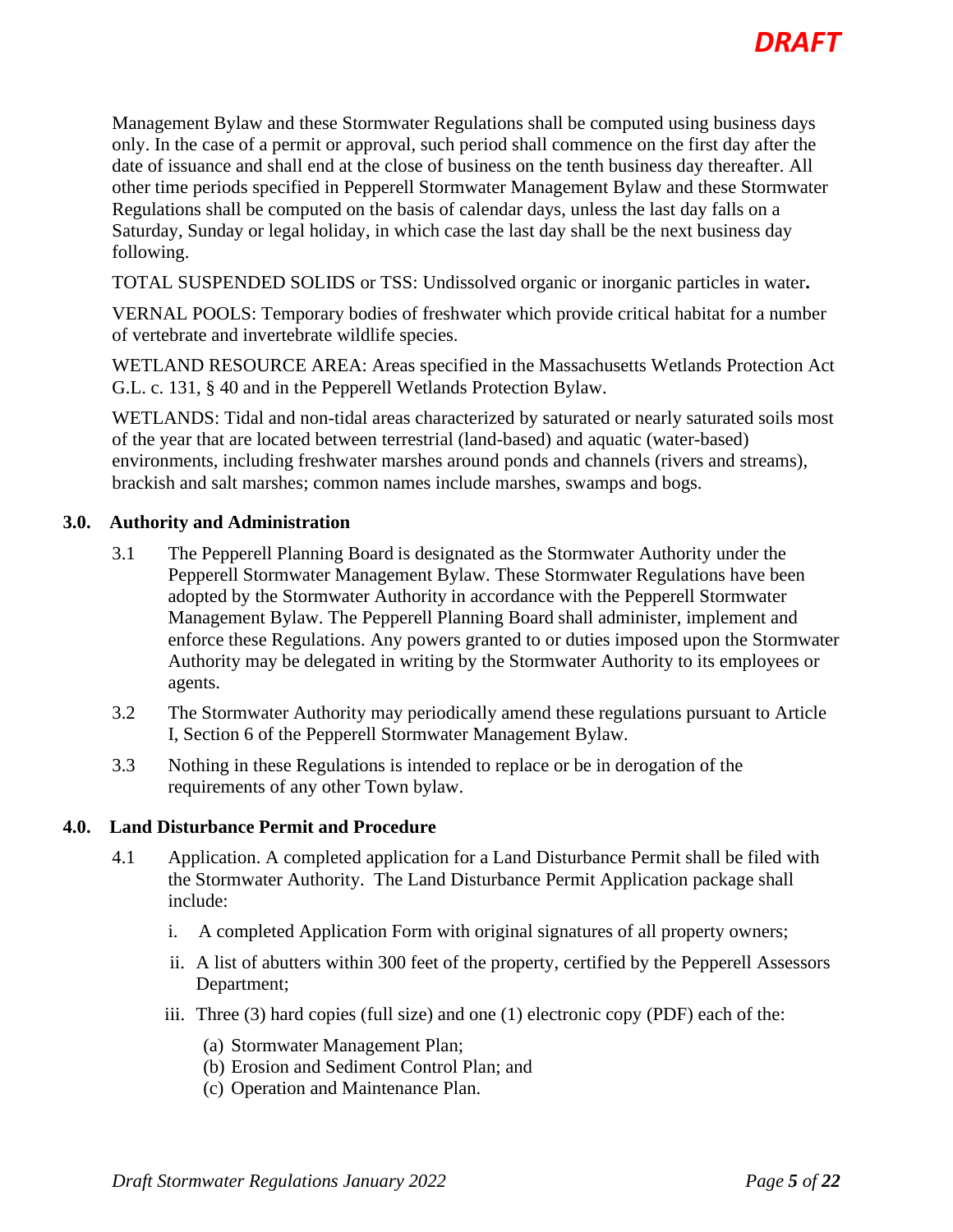Management Bylaw and these Stormwater Regulations shall be computed using business days only. In the case of a permit or approval, such period shall commence on the first day after the date of issuance and shall end at the close of business on the tenth business day thereafter. All other time periods specified in Pepperell Stormwater Management Bylaw and these Stormwater Regulations shall be computed on the basis of calendar days, unless the last day falls on a Saturday, Sunday or legal holiday, in which case the last day shall be the next business day following.

TOTAL SUSPENDED SOLIDS or TSS: Undissolved organic or inorganic particles in water**.**

VERNAL POOLS: Temporary bodies of freshwater which provide critical habitat for a number of vertebrate and invertebrate wildlife species.

WETLAND RESOURCE AREA: Areas specified in the Massachusetts Wetlands Protection Act G.L. c. 131, § 40 and in the Pepperell Wetlands Protection Bylaw.

WETLANDS: Tidal and non-tidal areas characterized by saturated or nearly saturated soils most of the year that are located between terrestrial (land-based) and aquatic (water-based) environments, including freshwater marshes around ponds and channels (rivers and streams), brackish and salt marshes; common names include marshes, swamps and bogs.

## 3.0. Authority and Administration

3.1 The Pepperell Planning Board is designated as the Stormwater Authority under the Pepperell Stormwater Management Bylaw. These Stormwater Regulations have been adopted by the Stormwater Authority in accordance with the Pepperell Stormwater Management Bylaw. The Pepperell Planning Board shall administer, implement and enforce these Regulations. Any powers granted to or duties imposed upon the Stormwater Authority may be delegated in writing by the Stormwater Authority to its employees or agents.

3.2 The Stormwater Authority may periodically amend these regulations pursuant to Article I, Section 6 of the Pepperell Stormwater Management Bylaw.

3.3 Nothing in these Regulations is intended to replace or be in derogation of the requirements of any other Town bylaw.

## 4.0. Land Disturbance Permit and Procedure

4.1 Application. A completed application for a Land Disturbance Permit shall be filed with the Stormwater Authority. The Land Disturbance Permit Application package shall include:

i. A completed Application Form with original signatures of all property owners;

ii. A list of abutters within 300 feet of the property, certified by the Pepperell Assessors Department;

iii. Three (3) hard copies (full size) and one (1) electronic copy (PDF) each of the:

(a) Stormwater Management Plan;
(b) Erosion and Sediment Control Plan; and
(c) Operation and Maintenance Plan.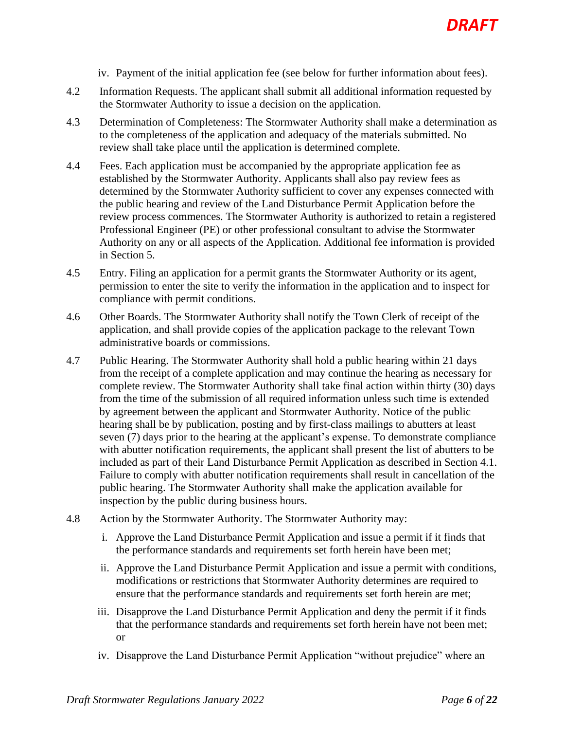iv. Payment of the initial application fee (see below for further information about fees).

4.2 Information Requests. The applicant shall submit all additional information requested by the Stormwater Authority to issue a decision on the application.

4.3 Determination of Completeness: The Stormwater Authority shall make a determination as to the completeness of the application and adequacy of the materials submitted. No review shall take place until the application is determined complete.

4.4 Fees. Each application must be accompanied by the appropriate application fee as established by the Stormwater Authority. Applicants shall also pay review fees as determined by the Stormwater Authority sufficient to cover any expenses connected with the public hearing and review of the Land Disturbance Permit Application before the review process commences. The Stormwater Authority is authorized to retain a registered Professional Engineer (PE) or other professional consultant to advise the Stormwater Authority on any or all aspects of the Application. Additional fee information is provided in Section 5.

4.5 Entry. Filing an application for a permit grants the Stormwater Authority or its agent, permission to enter the site to verify the information in the application and to inspect for compliance with permit conditions.

4.6 Other Boards. The Stormwater Authority shall notify the Town Clerk of receipt of the application, and shall provide copies of the application package to the relevant Town administrative boards or commissions.

4.7 Public Hearing. The Stormwater Authority shall hold a public hearing within 21 days from the receipt of a complete application and may continue the hearing as necessary for complete review. The Stormwater Authority shall take final action within thirty (30) days from the time of the submission of all required information unless such time is extended by agreement between the applicant and Stormwater Authority. Notice of the public hearing shall be by publication, posting and by first-class mailings to abutters at least seven (7) days prior to the hearing at the applicant's expense. To demonstrate compliance with abutter notification requirements, the applicant shall present the list of abutters to be included as part of their Land Disturbance Permit Application as described in Section 4.1. Failure to comply with abutter notification requirements shall result in cancellation of the public hearing. The Stormwater Authority shall make the application available for inspection by the public during business hours.

4.8 Action by the Stormwater Authority. The Stormwater Authority may:

i. Approve the Land Disturbance Permit Application and issue a permit if it finds that the performance standards and requirements set forth herein have been met;

ii. Approve the Land Disturbance Permit Application and issue a permit with conditions, modifications or restrictions that Stormwater Authority determines are required to ensure that the performance standards and requirements set forth herein are met;

iii. Disapprove the Land Disturbance Permit Application and deny the permit if it finds that the performance standards and requirements set forth herein have not been met; or

iv. Disapprove the Land Disturbance Permit Application "without prejudice" where an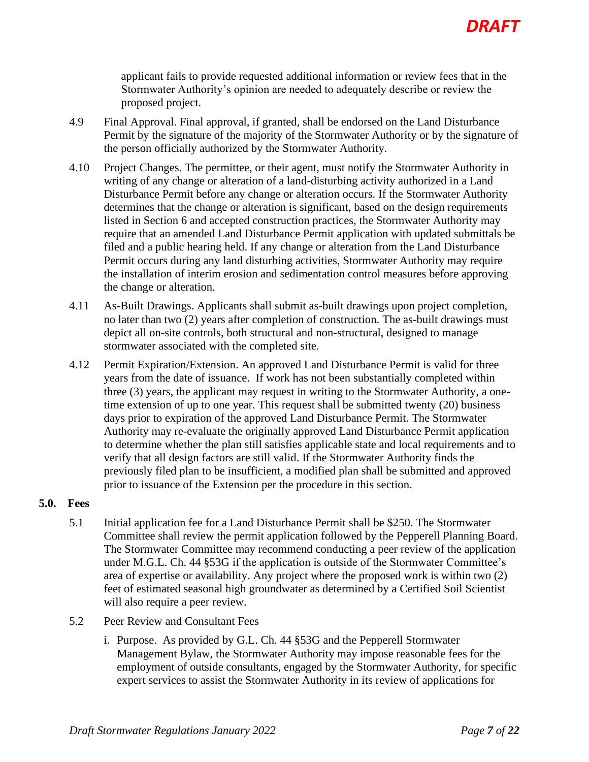applicant fails to provide requested additional information or review fees that in the Stormwater Authority's opinion are needed to adequately describe or review the proposed project.

4.9 Final Approval. Final approval, if granted, shall be endorsed on the Land Disturbance Permit by the signature of the majority of the Stormwater Authority or by the signature of the person officially authorized by the Stormwater Authority.

4.10 Project Changes. The permittee, or their agent, must notify the Stormwater Authority in writing of any change or alteration of a land-disturbing activity authorized in a Land Disturbance Permit before any change or alteration occurs. If the Stormwater Authority determines that the change or alteration is significant, based on the design requirements listed in Section 6 and accepted construction practices, the Stormwater Authority may require that an amended Land Disturbance Permit application with updated submittals be filed and a public hearing held. If any change or alteration from the Land Disturbance Permit occurs during any land disturbing activities, Stormwater Authority may require the installation of interim erosion and sedimentation control measures before approving the change or alteration.

4.11 As-Built Drawings. Applicants shall submit as-built drawings upon project completion, no later than two (2) years after completion of construction. The as-built drawings must depict all on-site controls, both structural and non-structural, designed to manage stormwater associated with the completed site.

4.12 Permit Expiration/Extension. An approved Land Disturbance Permit is valid for three years from the date of issuance. If work has not been substantially completed within three (3) years, the applicant may request in writing to the Stormwater Authority, a one-time extension of up to one year. This request shall be submitted twenty (20) business days prior to expiration of the approved Land Disturbance Permit. The Stormwater Authority may re-evaluate the originally approved Land Disturbance Permit application to determine whether the plan still satisfies applicable state and local requirements and to verify that all design factors are still valid. If the Stormwater Authority finds the previously filed plan to be insufficient, a modified plan shall be submitted and approved prior to issuance of the Extension per the procedure in this section.

## 5.0. Fees

5.1 Initial application fee for a Land Disturbance Permit shall be $250. The Stormwater Committee shall review the permit application followed by the Pepperell Planning Board. The Stormwater Committee may recommend conducting a peer review of the application under M.G.L. Ch. 44 §53G if the application is outside of the Stormwater Committee's area of expertise or availability. Any project where the proposed work is within two (2) feet of estimated seasonal high groundwater as determined by a Certified Soil Scientist will also require a peer review.

5.2 Peer Review and Consultant Fees

i. Purpose. As provided by G.L. Ch. 44 §53G and the Pepperell Stormwater Management Bylaw, the Stormwater Authority may impose reasonable fees for the employment of outside consultants, engaged by the Stormwater Authority, for specific expert services to assist the Stormwater Authority in its review of applications for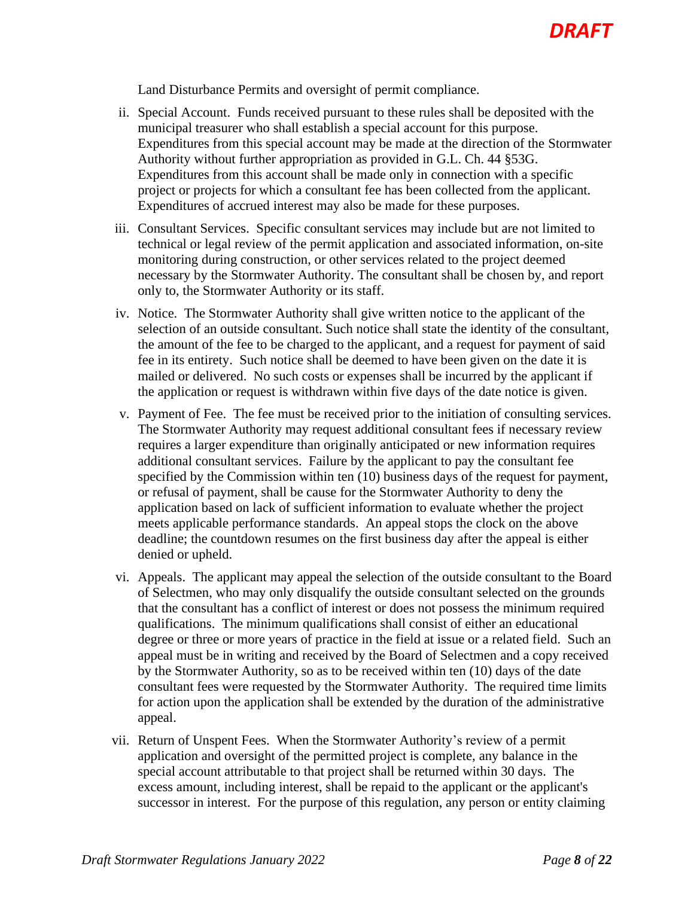Land Disturbance Permits and oversight of permit compliance.

ii. Special Account. Funds received pursuant to these rules shall be deposited with the municipal treasurer who shall establish a special account for this purpose. Expenditures from this special account may be made at the direction of the Stormwater Authority without further appropriation as provided in G.L. Ch. 44 §53G. Expenditures from this account shall be made only in connection with a specific project or projects for which a consultant fee has been collected from the applicant. Expenditures of accrued interest may also be made for these purposes.

iii. Consultant Services. Specific consultant services may include but are not limited to technical or legal review of the permit application and associated information, on-site monitoring during construction, or other services related to the project deemed necessary by the Stormwater Authority. The consultant shall be chosen by, and report only to, the Stormwater Authority or its staff.

iv. Notice. The Stormwater Authority shall give written notice to the applicant of the selection of an outside consultant. Such notice shall state the identity of the consultant, the amount of the fee to be charged to the applicant, and a request for payment of said fee in its entirety. Such notice shall be deemed to have been given on the date it is mailed or delivered. No such costs or expenses shall be incurred by the applicant if the application or request is withdrawn within five days of the date notice is given.

v. Payment of Fee. The fee must be received prior to the initiation of consulting services. The Stormwater Authority may request additional consultant fees if necessary review requires a larger expenditure than originally anticipated or new information requires additional consultant services. Failure by the applicant to pay the consultant fee specified by the Commission within ten (10) business days of the request for payment, or refusal of payment, shall be cause for the Stormwater Authority to deny the application based on lack of sufficient information to evaluate whether the project meets applicable performance standards. An appeal stops the clock on the above deadline; the countdown resumes on the first business day after the appeal is either denied or upheld.

vi. Appeals. The applicant may appeal the selection of the outside consultant to the Board of Selectmen, who may only disqualify the outside consultant selected on the grounds that the consultant has a conflict of interest or does not possess the minimum required qualifications. The minimum qualifications shall consist of either an educational degree or three or more years of practice in the field at issue or a related field. Such an appeal must be in writing and received by the Board of Selectmen and a copy received by the Stormwater Authority, so as to be received within ten (10) days of the date consultant fees were requested by the Stormwater Authority. The required time limits for action upon the application shall be extended by the duration of the administrative appeal.

vii. Return of Unspent Fees. When the Stormwater Authority's review of a permit application and oversight of the permitted project is complete, any balance in the special account attributable to that project shall be returned within 30 days. The excess amount, including interest, shall be repaid to the applicant or the applicant's successor in interest. For the purpose of this regulation, any person or entity claiming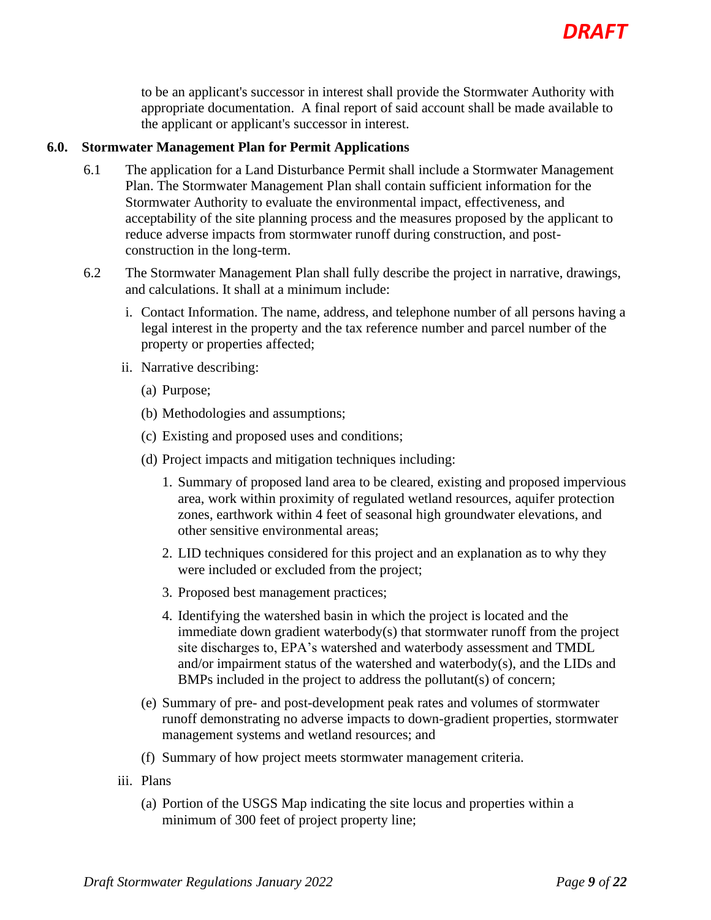to be an applicant's successor in interest shall provide the Stormwater Authority with appropriate documentation. A final report of said account shall be made available to the applicant or applicant's successor in interest.

## 6.0. Stormwater Management Plan for Permit Applications

6.1 The application for a Land Disturbance Permit shall include a Stormwater Management Plan. The Stormwater Management Plan shall contain sufficient information for the Stormwater Authority to evaluate the environmental impact, effectiveness, and acceptability of the site planning process and the measures proposed by the applicant to reduce adverse impacts from stormwater runoff during construction, and post-construction in the long-term.

6.2 The Stormwater Management Plan shall fully describe the project in narrative, drawings, and calculations. It shall at a minimum include:

i. Contact Information. The name, address, and telephone number of all persons having a legal interest in the property and the tax reference number and parcel number of the property or properties affected;

ii. Narrative describing:

(a) Purpose;

(b) Methodologies and assumptions;

(c) Existing and proposed uses and conditions;

(d) Project impacts and mitigation techniques including:

1. Summary of proposed land area to be cleared, existing and proposed impervious area, work within proximity of regulated wetland resources, aquifer protection zones, earthwork within 4 feet of seasonal high groundwater elevations, and other sensitive environmental areas;
2. LID techniques considered for this project and an explanation as to why they were included or excluded from the project;
3. Proposed best management practices;
4. Identifying the watershed basin in which the project is located and the immediate down gradient waterbody(s) that stormwater runoff from the project site discharges to, EPA's watershed and waterbody assessment and TMDL and/or impairment status of the watershed and waterbody(s), and the LIDs and BMPs included in the project to address the pollutant(s) of concern;

(e) Summary of pre- and post-development peak rates and volumes of stormwater runoff demonstrating no adverse impacts to down-gradient properties, stormwater management systems and wetland resources; and

(f) Summary of how project meets stormwater management criteria.

iii. Plans

(a) Portion of the USGS Map indicating the site locus and properties within a minimum of 300 feet of project property line;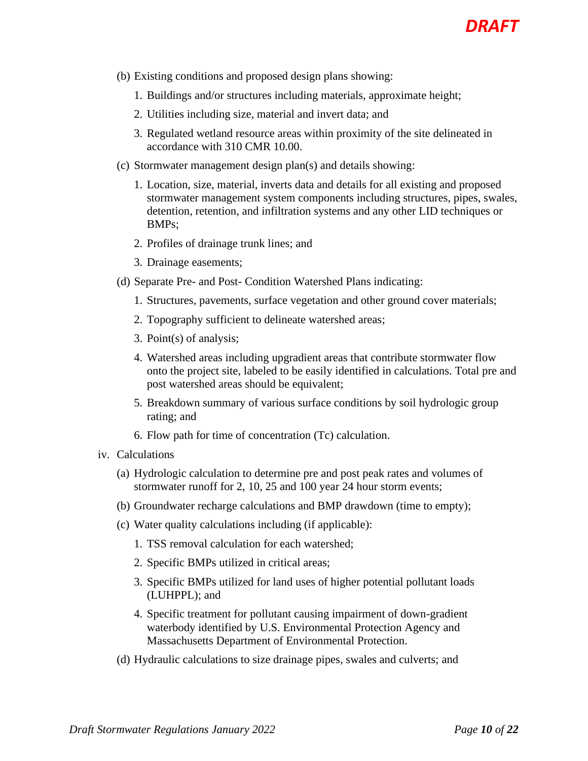(b) Existing conditions and proposed design plans showing:

1. Buildings and/or structures including materials, approximate height;
2. Utilities including size, material and invert data; and
3. Regulated wetland resource areas within proximity of the site delineated in accordance with 310 CMR 10.00.

(c) Stormwater management design plan(s) and details showing:

1. Location, size, material, inverts data and details for all existing and proposed stormwater management system components including structures, pipes, swales, detention, retention, and infiltration systems and any other LID techniques or BMPs;
2. Profiles of drainage trunk lines; and
3. Drainage easements;

(d) Separate Pre- and Post- Condition Watershed Plans indicating:

1. Structures, pavements, surface vegetation and other ground cover materials;
2. Topography sufficient to delineate watershed areas;
3. Point(s) of analysis;
4. Watershed areas including upgradient areas that contribute stormwater flow onto the project site, labeled to be easily identified in calculations. Total pre and post watershed areas should be equivalent;
5. Breakdown summary of various surface conditions by soil hydrologic group rating; and
6. Flow path for time of concentration (Tc) calculation.

iv. Calculations

(a) Hydrologic calculation to determine pre and post peak rates and volumes of stormwater runoff for 2, 10, 25 and 100 year 24 hour storm events;

(b) Groundwater recharge calculations and BMP drawdown (time to empty);

(c) Water quality calculations including (if applicable):

1. TSS removal calculation for each watershed;
2. Specific BMPs utilized in critical areas;
3. Specific BMPs utilized for land uses of higher potential pollutant loads (LUHPPL); and
4. Specific treatment for pollutant causing impairment of down-gradient waterbody identified by U.S. Environmental Protection Agency and Massachusetts Department of Environmental Protection.

(d) Hydraulic calculations to size drainage pipes, swales and culverts; and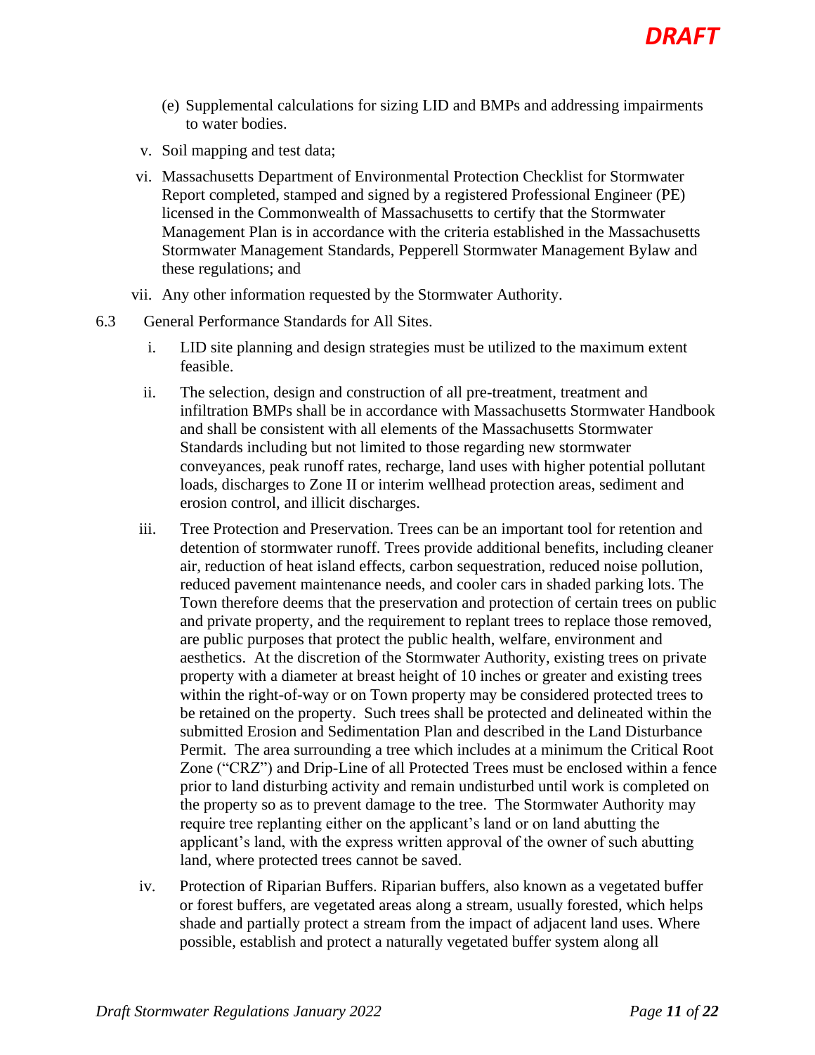(e) Supplemental calculations for sizing LID and BMPs and addressing impairments to water bodies.

v. Soil mapping and test data;

vi. Massachusetts Department of Environmental Protection Checklist for Stormwater Report completed, stamped and signed by a registered Professional Engineer (PE) licensed in the Commonwealth of Massachusetts to certify that the Stormwater Management Plan is in accordance with the criteria established in the Massachusetts Stormwater Management Standards, Pepperell Stormwater Management Bylaw and these regulations; and

vii. Any other information requested by the Stormwater Authority.

6.3 General Performance Standards for All Sites.

i. LID site planning and design strategies must be utilized to the maximum extent feasible.

ii. The selection, design and construction of all pre-treatment, treatment and infiltration BMPs shall be in accordance with Massachusetts Stormwater Handbook and shall be consistent with all elements of the Massachusetts Stormwater Standards including but not limited to those regarding new stormwater conveyances, peak runoff rates, recharge, land uses with higher potential pollutant loads, discharges to Zone II or interim wellhead protection areas, sediment and erosion control, and illicit discharges.

iii. Tree Protection and Preservation. Trees can be an important tool for retention and detention of stormwater runoff. Trees provide additional benefits, including cleaner air, reduction of heat island effects, carbon sequestration, reduced noise pollution, reduced pavement maintenance needs, and cooler cars in shaded parking lots. The Town therefore deems that the preservation and protection of certain trees on public and private property, and the requirement to replant trees to replace those removed, are public purposes that protect the public health, welfare, environment and aesthetics. At the discretion of the Stormwater Authority, existing trees on private property with a diameter at breast height of 10 inches or greater and existing trees within the right-of-way or on Town property may be considered protected trees to be retained on the property. Such trees shall be protected and delineated within the submitted Erosion and Sedimentation Plan and described in the Land Disturbance Permit. The area surrounding a tree which includes at a minimum the Critical Root Zone ("CRZ") and Drip-Line of all Protected Trees must be enclosed within a fence prior to land disturbing activity and remain undisturbed until work is completed on the property so as to prevent damage to the tree. The Stormwater Authority may require tree replanting either on the applicant's land or on land abutting the applicant's land, with the express written approval of the owner of such abutting land, where protected trees cannot be saved.

iv. Protection of Riparian Buffers. Riparian buffers, also known as a vegetated buffer or forest buffers, are vegetated areas along a stream, usually forested, which helps shade and partially protect a stream from the impact of adjacent land uses. Where possible, establish and protect a naturally vegetated buffer system along all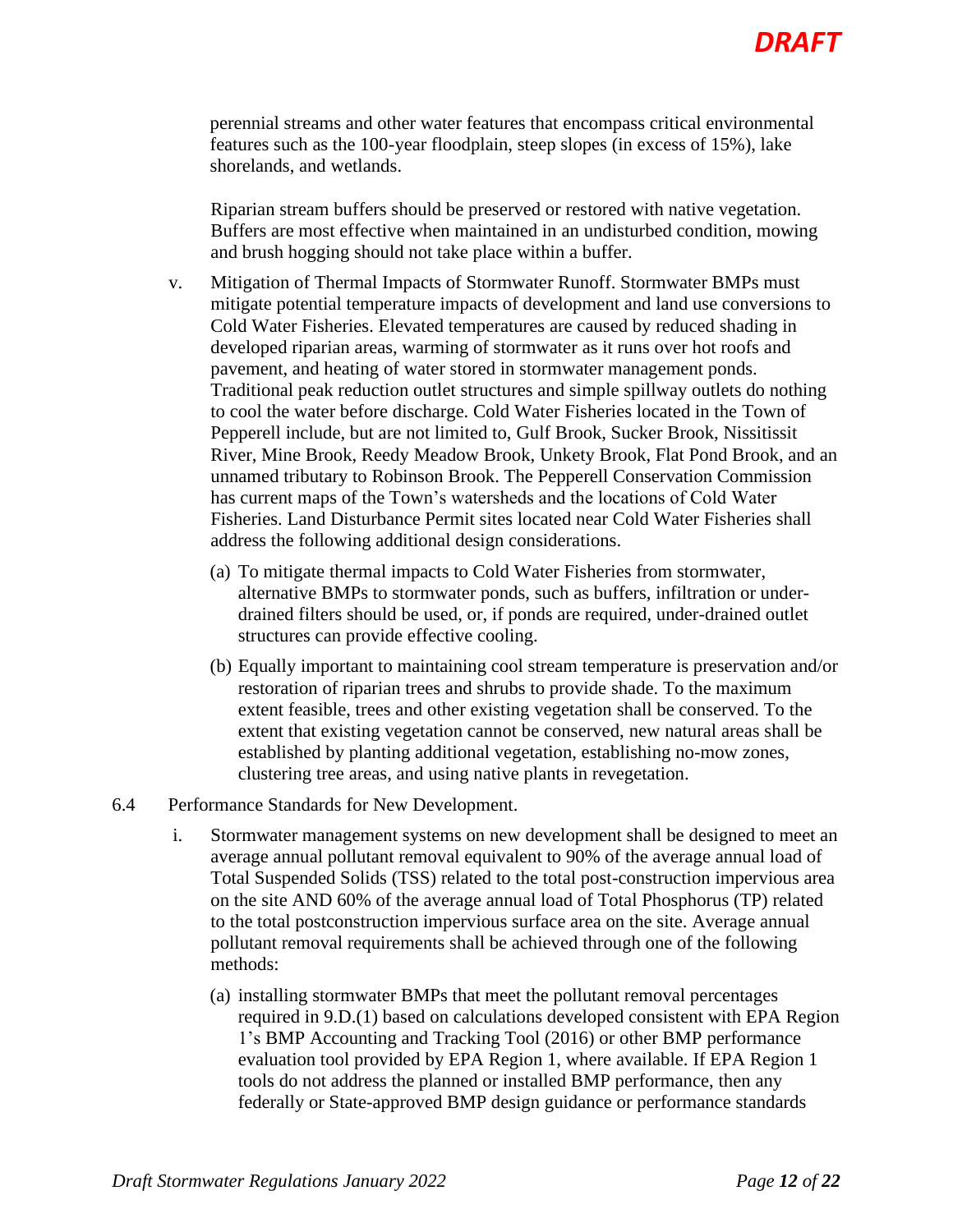perennial streams and other water features that encompass critical environmental features such as the 100-year floodplain, steep slopes (in excess of 15%), lake shorelands, and wetlands.

Riparian stream buffers should be preserved or restored with native vegetation. Buffers are most effective when maintained in an undisturbed condition, mowing and brush hogging should not take place within a buffer.

v. Mitigation of Thermal Impacts of Stormwater Runoff. Stormwater BMPs must mitigate potential temperature impacts of development and land use conversions to Cold Water Fisheries. Elevated temperatures are caused by reduced shading in developed riparian areas, warming of stormwater as it runs over hot roofs and pavement, and heating of water stored in stormwater management ponds. Traditional peak reduction outlet structures and simple spillway outlets do nothing to cool the water before discharge. Cold Water Fisheries located in the Town of Pepperell include, but are not limited to, Gulf Brook, Sucker Brook, Nissitissit River, Mine Brook, Reedy Meadow Brook, Unkety Brook, Flat Pond Brook, and an unnamed tributary to Robinson Brook. The Pepperell Conservation Commission has current maps of the Town's watersheds and the locations of Cold Water Fisheries. Land Disturbance Permit sites located near Cold Water Fisheries shall address the following additional design considerations.

   (a) To mitigate thermal impacts to Cold Water Fisheries from stormwater, alternative BMPs to stormwater ponds, such as buffers, infiltration or under-drained filters should be used, or, if ponds are required, under-drained outlet structures can provide effective cooling.

   (b) Equally important to maintaining cool stream temperature is preservation and/or restoration of riparian trees and shrubs to provide shade. To the maximum extent feasible, trees and other existing vegetation shall be conserved. To the extent that existing vegetation cannot be conserved, new natural areas shall be established by planting additional vegetation, establishing no-mow zones, clustering tree areas, and using native plants in revegetation.

6.4 Performance Standards for New Development.

i. Stormwater management systems on new development shall be designed to meet an average annual pollutant removal equivalent to 90% of the average annual load of Total Suspended Solids (TSS) related to the total post-construction impervious area on the site AND 60% of the average annual load of Total Phosphorus (TP) related to the total postconstruction impervious surface area on the site. Average annual pollutant removal requirements shall be achieved through one of the following methods:

   (a) installing stormwater BMPs that meet the pollutant removal percentages required in 9.D.(1) based on calculations developed consistent with EPA Region 1's BMP Accounting and Tracking Tool (2016) or other BMP performance evaluation tool provided by EPA Region 1, where available. If EPA Region 1 tools do not address the planned or installed BMP performance, then any federally or State-approved BMP design guidance or performance standards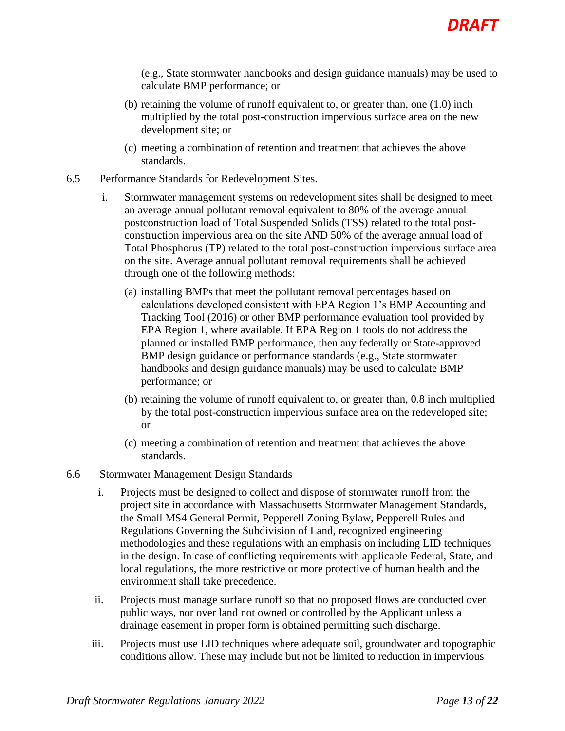(e.g., State stormwater handbooks and design guidance manuals) may be used to calculate BMP performance; or

(b) retaining the volume of runoff equivalent to, or greater than, one (1.0) inch multiplied by the total post-construction impervious surface area on the new development site; or

(c) meeting a combination of retention and treatment that achieves the above standards.

6.5 Performance Standards for Redevelopment Sites.

i. Stormwater management systems on redevelopment sites shall be designed to meet an average annual pollutant removal equivalent to 80% of the average annual postconstruction load of Total Suspended Solids (TSS) related to the total post-construction impervious area on the site AND 50% of the average annual load of Total Phosphorus (TP) related to the total post-construction impervious surface area on the site. Average annual pollutant removal requirements shall be achieved through one of the following methods:

(a) installing BMPs that meet the pollutant removal percentages based on calculations developed consistent with EPA Region 1's BMP Accounting and Tracking Tool (2016) or other BMP performance evaluation tool provided by EPA Region 1, where available. If EPA Region 1 tools do not address the planned or installed BMP performance, then any federally or State-approved BMP design guidance or performance standards (e.g., State stormwater handbooks and design guidance manuals) may be used to calculate BMP performance; or

(b) retaining the volume of runoff equivalent to, or greater than, 0.8 inch multiplied by the total post-construction impervious surface area on the redeveloped site; or

(c) meeting a combination of retention and treatment that achieves the above standards.

6.6 Stormwater Management Design Standards

i. Projects must be designed to collect and dispose of stormwater runoff from the project site in accordance with Massachusetts Stormwater Management Standards, the Small MS4 General Permit, Pepperell Zoning Bylaw, Pepperell Rules and Regulations Governing the Subdivision of Land, recognized engineering methodologies and these regulations with an emphasis on including LID techniques in the design. In case of conflicting requirements with applicable Federal, State, and local regulations, the more restrictive or more protective of human health and the environment shall take precedence.

ii. Projects must manage surface runoff so that no proposed flows are conducted over public ways, nor over land not owned or controlled by the Applicant unless a drainage easement in proper form is obtained permitting such discharge.

iii. Projects must use LID techniques where adequate soil, groundwater and topographic conditions allow. These may include but not be limited to reduction in impervious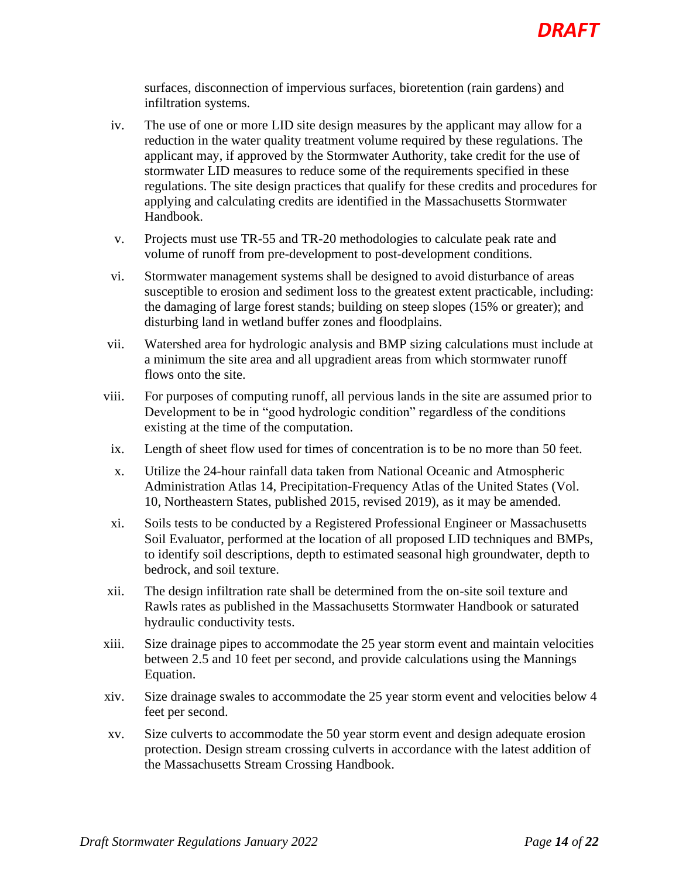surfaces, disconnection of impervious surfaces, bioretention (rain gardens) and infiltration systems.

iv. The use of one or more LID site design measures by the applicant may allow for a reduction in the water quality treatment volume required by these regulations. The applicant may, if approved by the Stormwater Authority, take credit for the use of stormwater LID measures to reduce some of the requirements specified in these regulations. The site design practices that qualify for these credits and procedures for applying and calculating credits are identified in the Massachusetts Stormwater Handbook.

v. Projects must use TR-55 and TR-20 methodologies to calculate peak rate and volume of runoff from pre-development to post-development conditions.

vi. Stormwater management systems shall be designed to avoid disturbance of areas susceptible to erosion and sediment loss to the greatest extent practicable, including: the damaging of large forest stands; building on steep slopes (15% or greater); and disturbing land in wetland buffer zones and floodplains.

vii. Watershed area for hydrologic analysis and BMP sizing calculations must include at a minimum the site area and all upgradient areas from which stormwater runoff flows onto the site.

viii. For purposes of computing runoff, all pervious lands in the site are assumed prior to Development to be in "good hydrologic condition" regardless of the conditions existing at the time of the computation.

ix. Length of sheet flow used for times of concentration is to be no more than 50 feet.

x. Utilize the 24-hour rainfall data taken from National Oceanic and Atmospheric Administration Atlas 14, Precipitation-Frequency Atlas of the United States (Vol. 10, Northeastern States, published 2015, revised 2019), as it may be amended.

xi. Soils tests to be conducted by a Registered Professional Engineer or Massachusetts Soil Evaluator, performed at the location of all proposed LID techniques and BMPs, to identify soil descriptions, depth to estimated seasonal high groundwater, depth to bedrock, and soil texture.

xii. The design infiltration rate shall be determined from the on-site soil texture and Rawls rates as published in the Massachusetts Stormwater Handbook or saturated hydraulic conductivity tests.

xiii. Size drainage pipes to accommodate the 25 year storm event and maintain velocities between 2.5 and 10 feet per second, and provide calculations using the Mannings Equation.

xiv. Size drainage swales to accommodate the 25 year storm event and velocities below 4 feet per second.

xv. Size culverts to accommodate the 50 year storm event and design adequate erosion protection. Design stream crossing culverts in accordance with the latest addition of the Massachusetts Stream Crossing Handbook.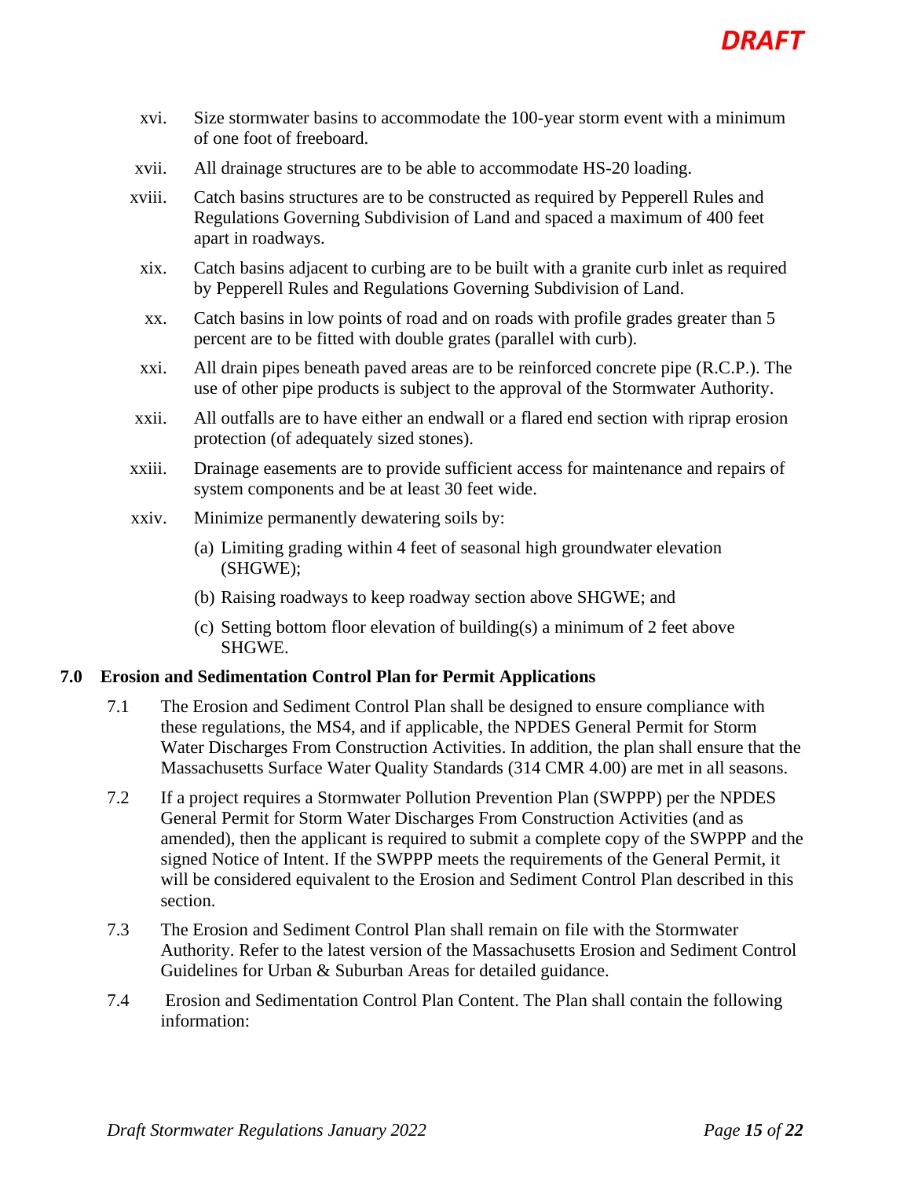xvi. Size stormwater basins to accommodate the 100-year storm event with a minimum of one foot of freeboard.

xvii. All drainage structures are to be able to accommodate HS-20 loading.

xviii. Catch basins structures are to be constructed as required by Pepperell Rules and Regulations Governing Subdivision of Land and spaced a maximum of 400 feet apart in roadways.

xix. Catch basins adjacent to curbing are to be built with a granite curb inlet as required by Pepperell Rules and Regulations Governing Subdivision of Land.

xx. Catch basins in low points of road and on roads with profile grades greater than 5 percent are to be fitted with double grates (parallel with curb).

xxi. All drain pipes beneath paved areas are to be reinforced concrete pipe (R.C.P.). The use of other pipe products is subject to the approval of the Stormwater Authority.

xxii. All outfalls are to have either an endwall or a flared end section with riprap erosion protection (of adequately sized stones).

xxiii. Drainage easements are to provide sufficient access for maintenance and repairs of system components and be at least 30 feet wide.

xxiv. Minimize permanently dewatering soils by:

(a) Limiting grading within 4 feet of seasonal high groundwater elevation (SHGWE);

(b) Raising roadways to keep roadway section above SHGWE; and

(c) Setting bottom floor elevation of building(s) a minimum of 2 feet above SHGWE.

## 7.0 Erosion and Sedimentation Control Plan for Permit Applications

7.1 The Erosion and Sediment Control Plan shall be designed to ensure compliance with these regulations, the MS4, and if applicable, the NPDES General Permit for Storm Water Discharges From Construction Activities. In addition, the plan shall ensure that the Massachusetts Surface Water Quality Standards (314 CMR 4.00) are met in all seasons.

7.2 If a project requires a Stormwater Pollution Prevention Plan (SWPPP) per the NPDES General Permit for Storm Water Discharges From Construction Activities (and as amended), then the applicant is required to submit a complete copy of the SWPPP and the signed Notice of Intent. If the SWPPP meets the requirements of the General Permit, it will be considered equivalent to the Erosion and Sediment Control Plan described in this section.

7.3 The Erosion and Sediment Control Plan shall remain on file with the Stormwater Authority. Refer to the latest version of the Massachusetts Erosion and Sediment Control Guidelines for Urban & Suburban Areas for detailed guidance.

7.4 Erosion and Sedimentation Control Plan Content. The Plan shall contain the following information: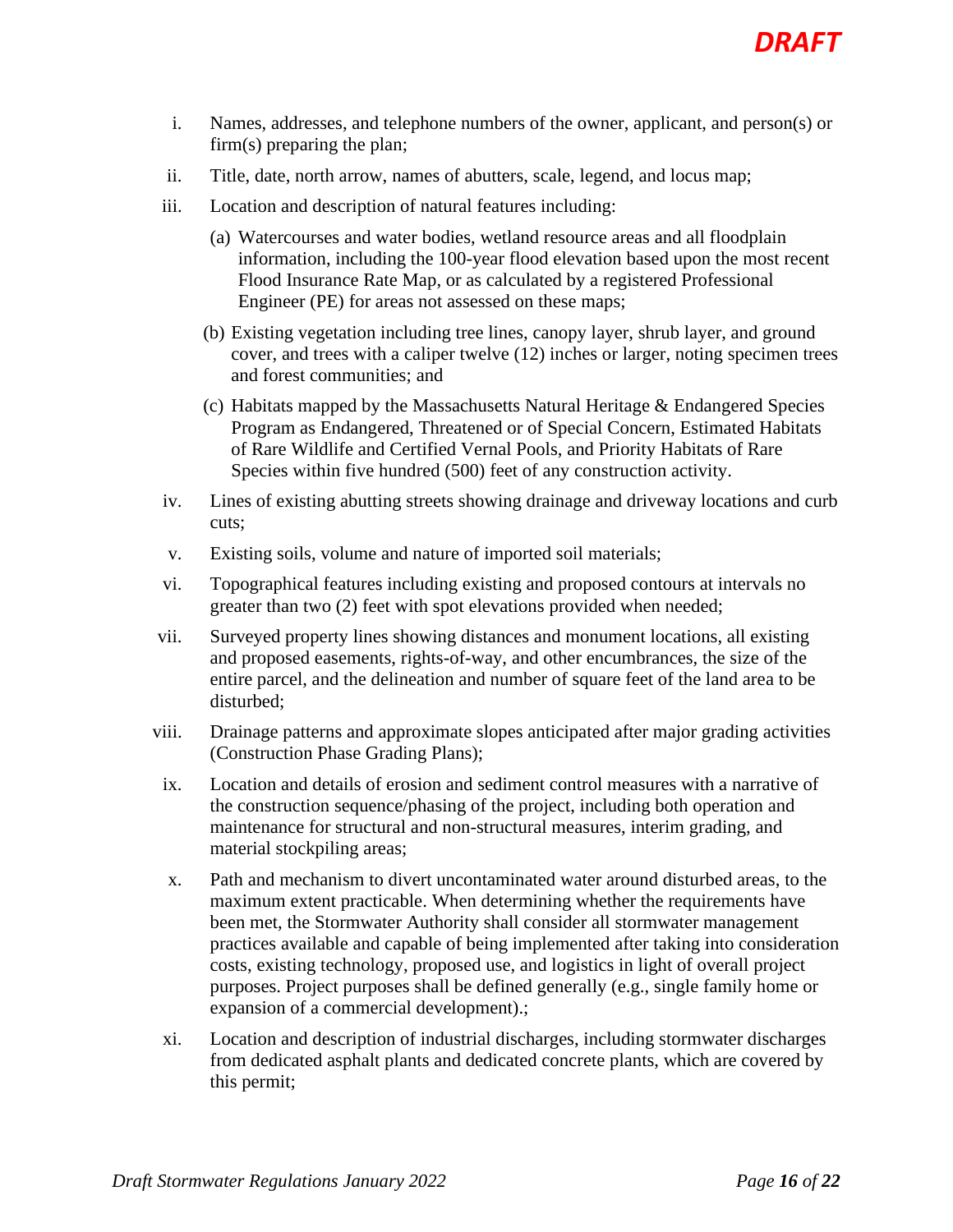i. Names, addresses, and telephone numbers of the owner, applicant, and person(s) or firm(s) preparing the plan;

ii. Title, date, north arrow, names of abutters, scale, legend, and locus map;

iii. Location and description of natural features including:

   (a) Watercourses and water bodies, wetland resource areas and all floodplain information, including the 100-year flood elevation based upon the most recent Flood Insurance Rate Map, or as calculated by a registered Professional Engineer (PE) for areas not assessed on these maps;

   (b) Existing vegetation including tree lines, canopy layer, shrub layer, and ground cover, and trees with a caliper twelve (12) inches or larger, noting specimen trees and forest communities; and

   (c) Habitats mapped by the Massachusetts Natural Heritage & Endangered Species Program as Endangered, Threatened or of Special Concern, Estimated Habitats of Rare Wildlife and Certified Vernal Pools, and Priority Habitats of Rare Species within five hundred (500) feet of any construction activity.

iv. Lines of existing abutting streets showing drainage and driveway locations and curb cuts;

v. Existing soils, volume and nature of imported soil materials;

vi. Topographical features including existing and proposed contours at intervals no greater than two (2) feet with spot elevations provided when needed;

vii. Surveyed property lines showing distances and monument locations, all existing and proposed easements, rights-of-way, and other encumbrances, the size of the entire parcel, and the delineation and number of square feet of the land area to be disturbed;

viii. Drainage patterns and approximate slopes anticipated after major grading activities (Construction Phase Grading Plans);

ix. Location and details of erosion and sediment control measures with a narrative of the construction sequence/phasing of the project, including both operation and maintenance for structural and non-structural measures, interim grading, and material stockpiling areas;

x. Path and mechanism to divert uncontaminated water around disturbed areas, to the maximum extent practicable. When determining whether the requirements have been met, the Stormwater Authority shall consider all stormwater management practices available and capable of being implemented after taking into consideration costs, existing technology, proposed use, and logistics in light of overall project purposes. Project purposes shall be defined generally (e.g., single family home or expansion of a commercial development).;

xi. Location and description of industrial discharges, including stormwater discharges from dedicated asphalt plants and dedicated concrete plants, which are covered by this permit;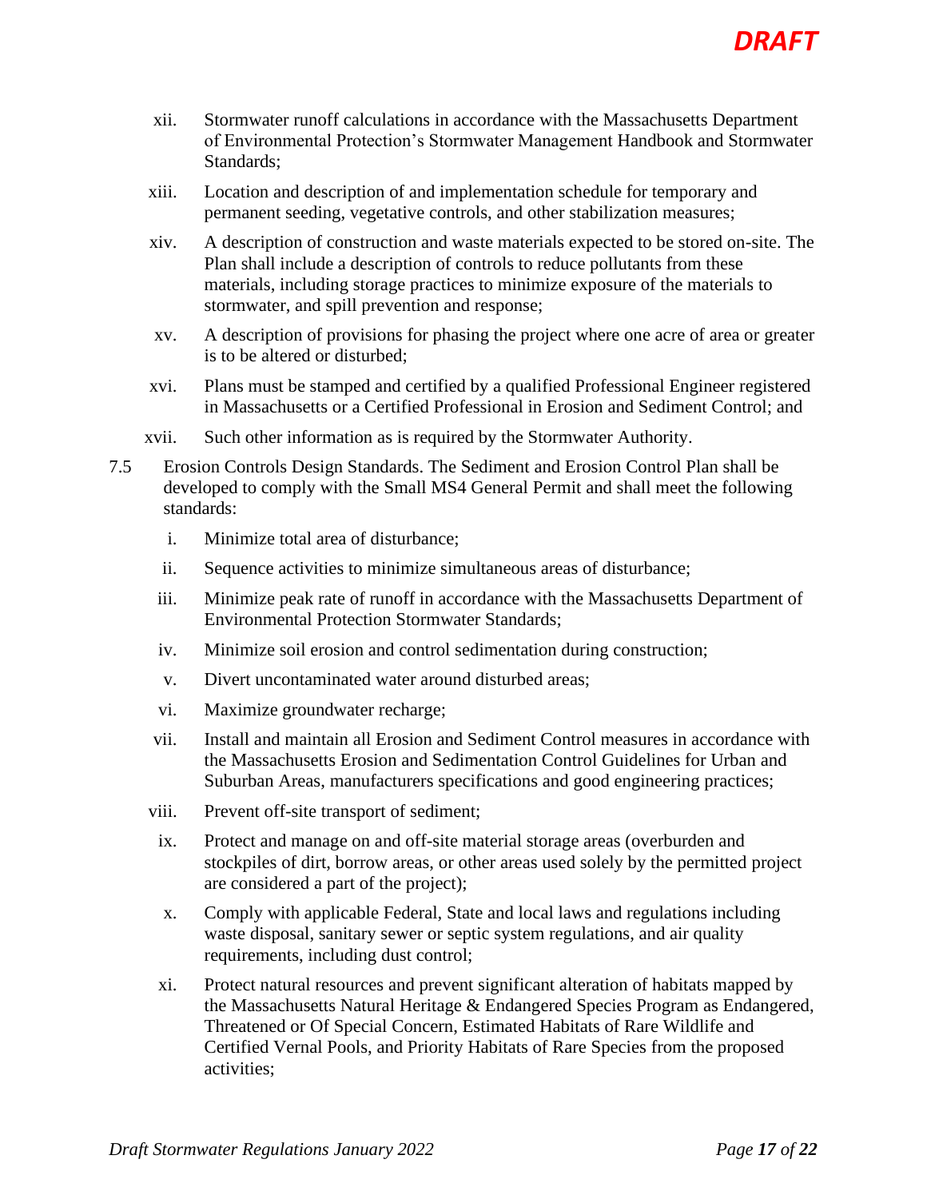xii. Stormwater runoff calculations in accordance with the Massachusetts Department of Environmental Protection's Stormwater Management Handbook and Stormwater Standards;

xiii. Location and description of and implementation schedule for temporary and permanent seeding, vegetative controls, and other stabilization measures;

xiv. A description of construction and waste materials expected to be stored on-site. The Plan shall include a description of controls to reduce pollutants from these materials, including storage practices to minimize exposure of the materials to stormwater, and spill prevention and response;

xv. A description of provisions for phasing the project where one acre of area or greater is to be altered or disturbed;

xvi. Plans must be stamped and certified by a qualified Professional Engineer registered in Massachusetts or a Certified Professional in Erosion and Sediment Control; and

xvii. Such other information as is required by the Stormwater Authority.

7.5 Erosion Controls Design Standards. The Sediment and Erosion Control Plan shall be developed to comply with the Small MS4 General Permit and shall meet the following standards:

i. Minimize total area of disturbance;

ii. Sequence activities to minimize simultaneous areas of disturbance;

iii. Minimize peak rate of runoff in accordance with the Massachusetts Department of Environmental Protection Stormwater Standards;

iv. Minimize soil erosion and control sedimentation during construction;

v. Divert uncontaminated water around disturbed areas;

vi. Maximize groundwater recharge;

vii. Install and maintain all Erosion and Sediment Control measures in accordance with the Massachusetts Erosion and Sedimentation Control Guidelines for Urban and Suburban Areas, manufacturers specifications and good engineering practices;

viii. Prevent off-site transport of sediment;

ix. Protect and manage on and off-site material storage areas (overburden and stockpiles of dirt, borrow areas, or other areas used solely by the permitted project are considered a part of the project);

x. Comply with applicable Federal, State and local laws and regulations including waste disposal, sanitary sewer or septic system regulations, and air quality requirements, including dust control;

xi. Protect natural resources and prevent significant alteration of habitats mapped by the Massachusetts Natural Heritage & Endangered Species Program as Endangered, Threatened or Of Special Concern, Estimated Habitats of Rare Wildlife and Certified Vernal Pools, and Priority Habitats of Rare Species from the proposed activities;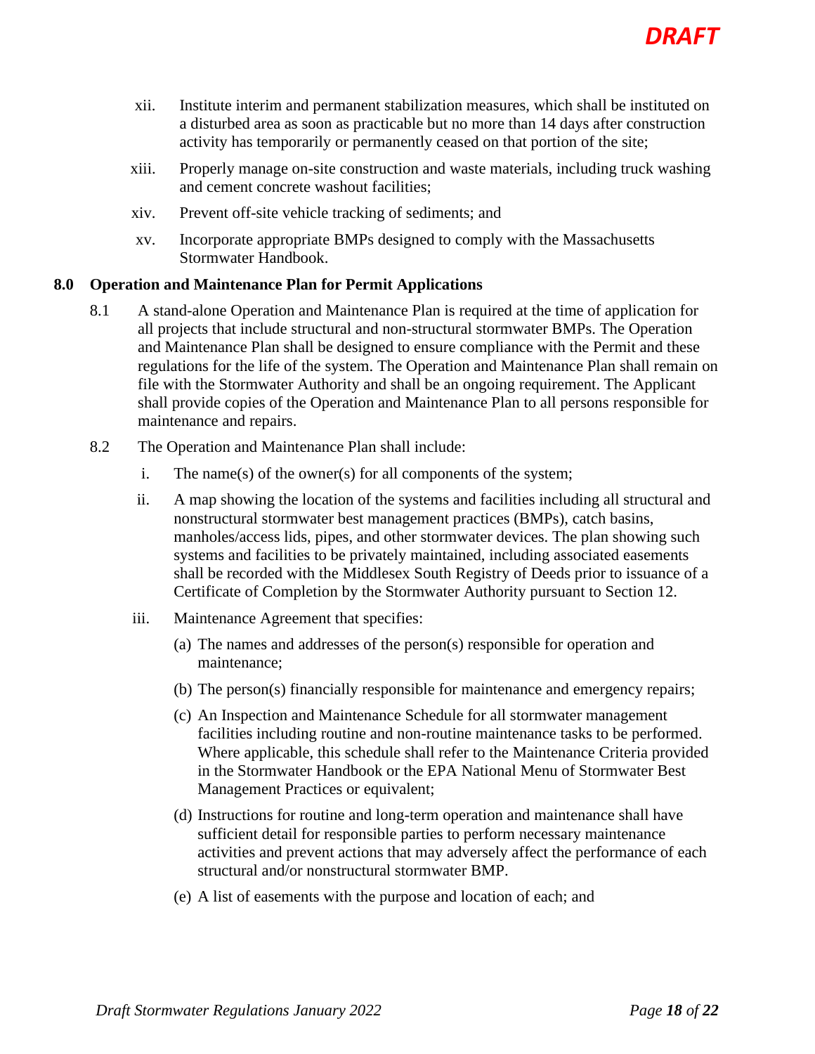xii. Institute interim and permanent stabilization measures, which shall be instituted on a disturbed area as soon as practicable but no more than 14 days after construction activity has temporarily or permanently ceased on that portion of the site;

xiii. Properly manage on-site construction and waste materials, including truck washing and cement concrete washout facilities;

xiv. Prevent off-site vehicle tracking of sediments; and

xv. Incorporate appropriate BMPs designed to comply with the Massachusetts Stormwater Handbook.

## 8.0 Operation and Maintenance Plan for Permit Applications

8.1 A stand-alone Operation and Maintenance Plan is required at the time of application for all projects that include structural and non-structural stormwater BMPs. The Operation and Maintenance Plan shall be designed to ensure compliance with the Permit and these regulations for the life of the system. The Operation and Maintenance Plan shall remain on file with the Stormwater Authority and shall be an ongoing requirement. The Applicant shall provide copies of the Operation and Maintenance Plan to all persons responsible for maintenance and repairs.

8.2 The Operation and Maintenance Plan shall include:

i. The name(s) of the owner(s) for all components of the system;

ii. A map showing the location of the systems and facilities including all structural and nonstructural stormwater best management practices (BMPs), catch basins, manholes/access lids, pipes, and other stormwater devices. The plan showing such systems and facilities to be privately maintained, including associated easements shall be recorded with the Middlesex South Registry of Deeds prior to issuance of a Certificate of Completion by the Stormwater Authority pursuant to Section 12.

iii. Maintenance Agreement that specifies:

(a) The names and addresses of the person(s) responsible for operation and maintenance;

(b) The person(s) financially responsible for maintenance and emergency repairs;

(c) An Inspection and Maintenance Schedule for all stormwater management facilities including routine and non-routine maintenance tasks to be performed. Where applicable, this schedule shall refer to the Maintenance Criteria provided in the Stormwater Handbook or the EPA National Menu of Stormwater Best Management Practices or equivalent;

(d) Instructions for routine and long-term operation and maintenance shall have sufficient detail for responsible parties to perform necessary maintenance activities and prevent actions that may adversely affect the performance of each structural and/or nonstructural stormwater BMP.

(e) A list of easements with the purpose and location of each; and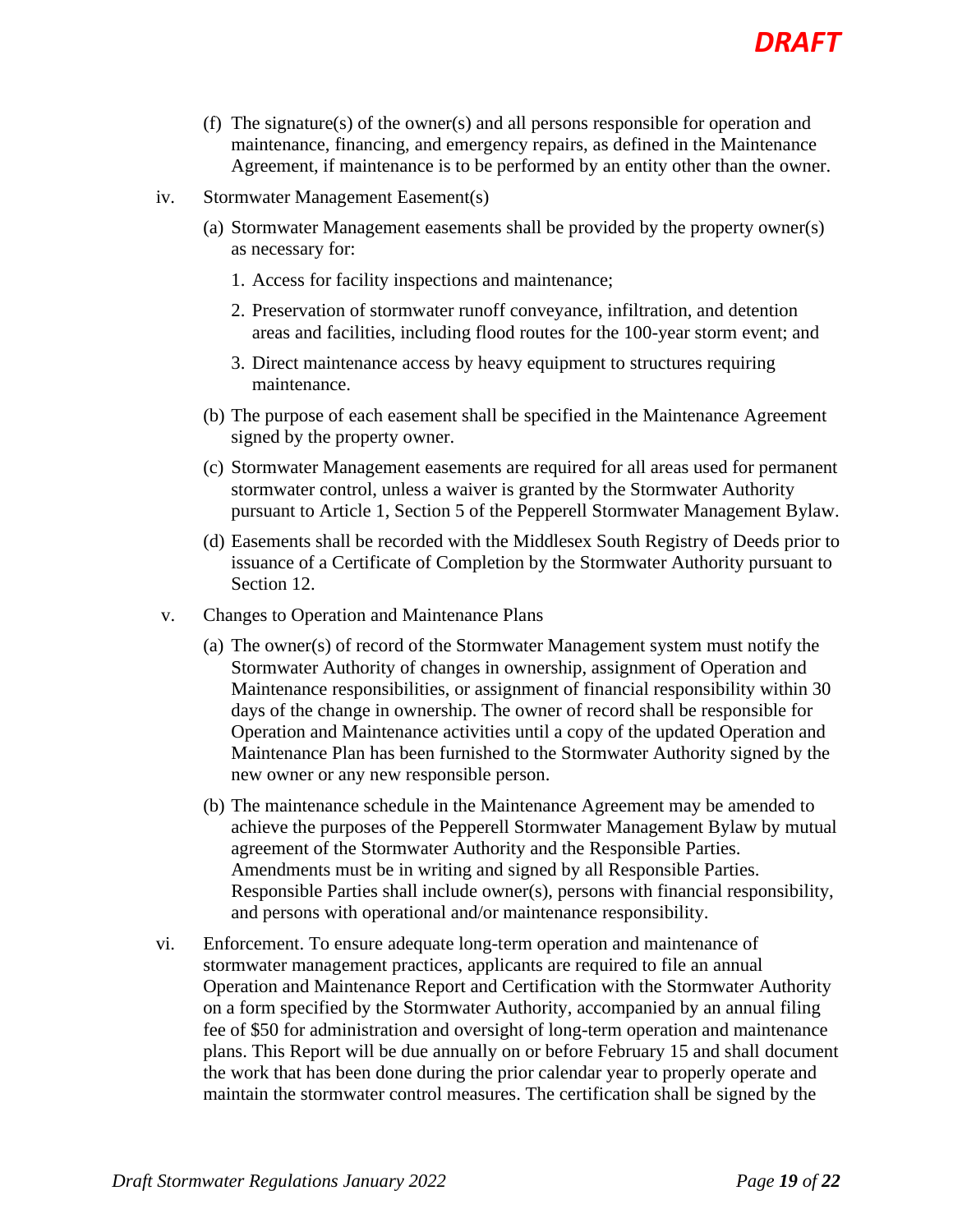(f) The signature(s) of the owner(s) and all persons responsible for operation and maintenance, financing, and emergency repairs, as defined in the Maintenance Agreement, if maintenance is to be performed by an entity other than the owner.

iv. Stormwater Management Easement(s)

(a) Stormwater Management easements shall be provided by the property owner(s) as necessary for:

1. Access for facility inspections and maintenance;
2. Preservation of stormwater runoff conveyance, infiltration, and detention areas and facilities, including flood routes for the 100-year storm event; and
3. Direct maintenance access by heavy equipment to structures requiring maintenance.

(b) The purpose of each easement shall be specified in the Maintenance Agreement signed by the property owner.

(c) Stormwater Management easements are required for all areas used for permanent stormwater control, unless a waiver is granted by the Stormwater Authority pursuant to Article 1, Section 5 of the Pepperell Stormwater Management Bylaw.

(d) Easements shall be recorded with the Middlesex South Registry of Deeds prior to issuance of a Certificate of Completion by the Stormwater Authority pursuant to Section 12.

v. Changes to Operation and Maintenance Plans

(a) The owner(s) of record of the Stormwater Management system must notify the Stormwater Authority of changes in ownership, assignment of Operation and Maintenance responsibilities, or assignment of financial responsibility within 30 days of the change in ownership. The owner of record shall be responsible for Operation and Maintenance activities until a copy of the updated Operation and Maintenance Plan has been furnished to the Stormwater Authority signed by the new owner or any new responsible person.

(b) The maintenance schedule in the Maintenance Agreement may be amended to achieve the purposes of the Pepperell Stormwater Management Bylaw by mutual agreement of the Stormwater Authority and the Responsible Parties. Amendments must be in writing and signed by all Responsible Parties. Responsible Parties shall include owner(s), persons with financial responsibility, and persons with operational and/or maintenance responsibility.

vi. Enforcement. To ensure adequate long-term operation and maintenance of stormwater management practices, applicants are required to file an annual Operation and Maintenance Report and Certification with the Stormwater Authority on a form specified by the Stormwater Authority, accompanied by an annual filing fee of $50 for administration and oversight of long-term operation and maintenance plans. This Report will be due annually on or before February 15 and shall document the work that has been done during the prior calendar year to properly operate and maintain the stormwater control measures. The certification shall be signed by the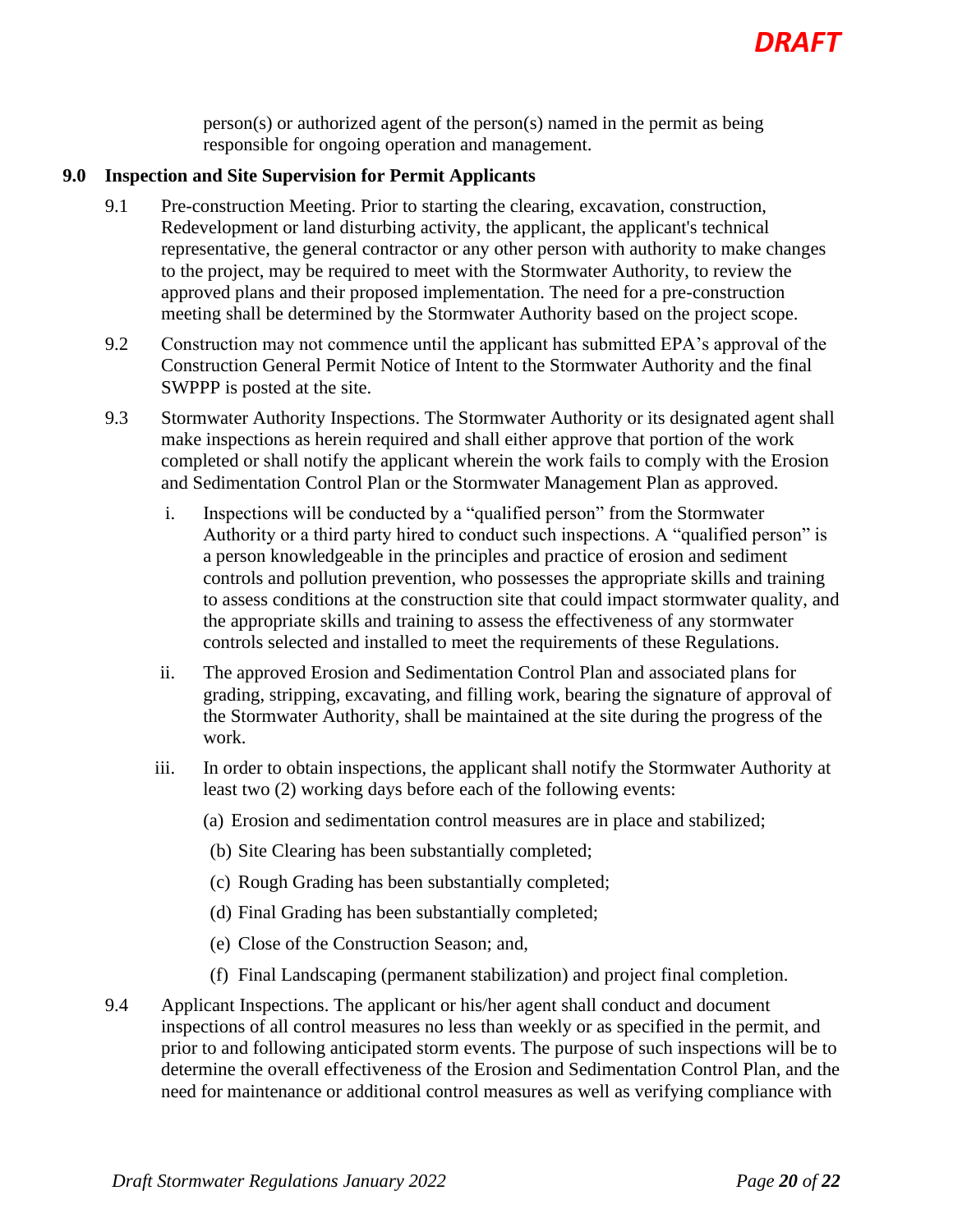person(s) or authorized agent of the person(s) named in the permit as being responsible for ongoing operation and management.

## 9.0 Inspection and Site Supervision for Permit Applicants

9.1 Pre-construction Meeting. Prior to starting the clearing, excavation, construction, Redevelopment or land disturbing activity, the applicant, the applicant's technical representative, the general contractor or any other person with authority to make changes to the project, may be required to meet with the Stormwater Authority, to review the approved plans and their proposed implementation. The need for a pre-construction meeting shall be determined by the Stormwater Authority based on the project scope.

9.2 Construction may not commence until the applicant has submitted EPA's approval of the Construction General Permit Notice of Intent to the Stormwater Authority and the final SWPPP is posted at the site.

9.3 Stormwater Authority Inspections. The Stormwater Authority or its designated agent shall make inspections as herein required and shall either approve that portion of the work completed or shall notify the applicant wherein the work fails to comply with the Erosion and Sedimentation Control Plan or the Stormwater Management Plan as approved.

i. Inspections will be conducted by a "qualified person" from the Stormwater Authority or a third party hired to conduct such inspections. A "qualified person" is a person knowledgeable in the principles and practice of erosion and sediment controls and pollution prevention, who possesses the appropriate skills and training to assess conditions at the construction site that could impact stormwater quality, and the appropriate skills and training to assess the effectiveness of any stormwater controls selected and installed to meet the requirements of these Regulations.

ii. The approved Erosion and Sedimentation Control Plan and associated plans for grading, stripping, excavating, and filling work, bearing the signature of approval of the Stormwater Authority, shall be maintained at the site during the progress of the work.

iii. In order to obtain inspections, the applicant shall notify the Stormwater Authority at least two (2) working days before each of the following events:

(a) Erosion and sedimentation control measures are in place and stabilized;

(b) Site Clearing has been substantially completed;

(c) Rough Grading has been substantially completed;

(d) Final Grading has been substantially completed;

(e) Close of the Construction Season; and,

(f) Final Landscaping (permanent stabilization) and project final completion.

9.4 Applicant Inspections. The applicant or his/her agent shall conduct and document inspections of all control measures no less than weekly or as specified in the permit, and prior to and following anticipated storm events. The purpose of such inspections will be to determine the overall effectiveness of the Erosion and Sedimentation Control Plan, and the need for maintenance or additional control measures as well as verifying compliance with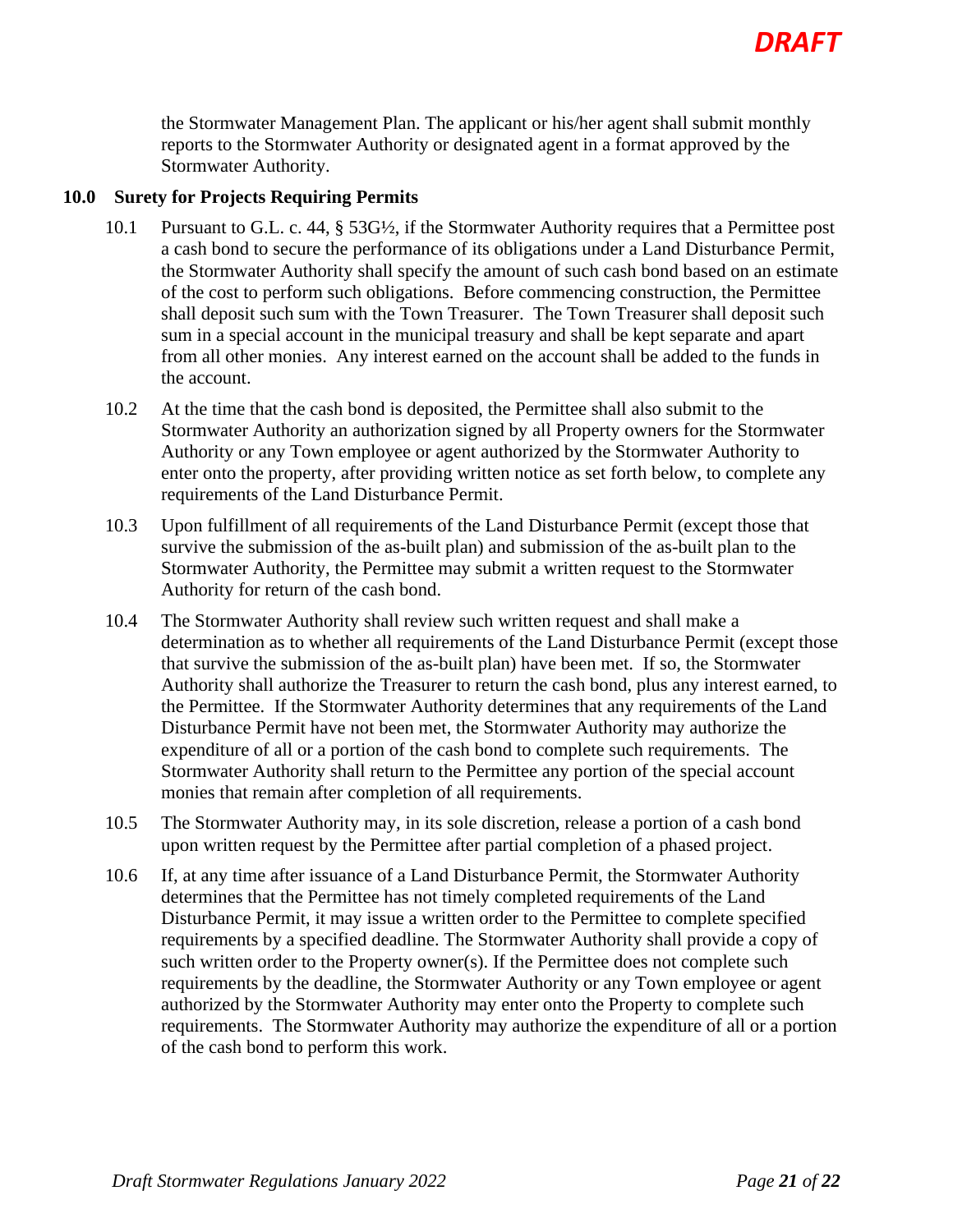the Stormwater Management Plan. The applicant or his/her agent shall submit monthly reports to the Stormwater Authority or designated agent in a format approved by the Stormwater Authority.

## 10.0 Surety for Projects Requiring Permits

10.1 Pursuant to G.L. c. 44, § 53G½, if the Stormwater Authority requires that a Permittee post a cash bond to secure the performance of its obligations under a Land Disturbance Permit, the Stormwater Authority shall specify the amount of such cash bond based on an estimate of the cost to perform such obligations. Before commencing construction, the Permittee shall deposit such sum with the Town Treasurer. The Town Treasurer shall deposit such sum in a special account in the municipal treasury and shall be kept separate and apart from all other monies. Any interest earned on the account shall be added to the funds in the account.

10.2 At the time that the cash bond is deposited, the Permittee shall also submit to the Stormwater Authority an authorization signed by all Property owners for the Stormwater Authority or any Town employee or agent authorized by the Stormwater Authority to enter onto the property, after providing written notice as set forth below, to complete any requirements of the Land Disturbance Permit.

10.3 Upon fulfillment of all requirements of the Land Disturbance Permit (except those that survive the submission of the as-built plan) and submission of the as-built plan to the Stormwater Authority, the Permittee may submit a written request to the Stormwater Authority for return of the cash bond.

10.4 The Stormwater Authority shall review such written request and shall make a determination as to whether all requirements of the Land Disturbance Permit (except those that survive the submission of the as-built plan) have been met. If so, the Stormwater Authority shall authorize the Treasurer to return the cash bond, plus any interest earned, to the Permittee. If the Stormwater Authority determines that any requirements of the Land Disturbance Permit have not been met, the Stormwater Authority may authorize the expenditure of all or a portion of the cash bond to complete such requirements. The Stormwater Authority shall return to the Permittee any portion of the special account monies that remain after completion of all requirements.

10.5 The Stormwater Authority may, in its sole discretion, release a portion of a cash bond upon written request by the Permittee after partial completion of a phased project.

10.6 If, at any time after issuance of a Land Disturbance Permit, the Stormwater Authority determines that the Permittee has not timely completed requirements of the Land Disturbance Permit, it may issue a written order to the Permittee to complete specified requirements by a specified deadline. The Stormwater Authority shall provide a copy of such written order to the Property owner(s). If the Permittee does not complete such requirements by the deadline, the Stormwater Authority or any Town employee or agent authorized by the Stormwater Authority may enter onto the Property to complete such requirements. The Stormwater Authority may authorize the expenditure of all or a portion of the cash bond to perform this work.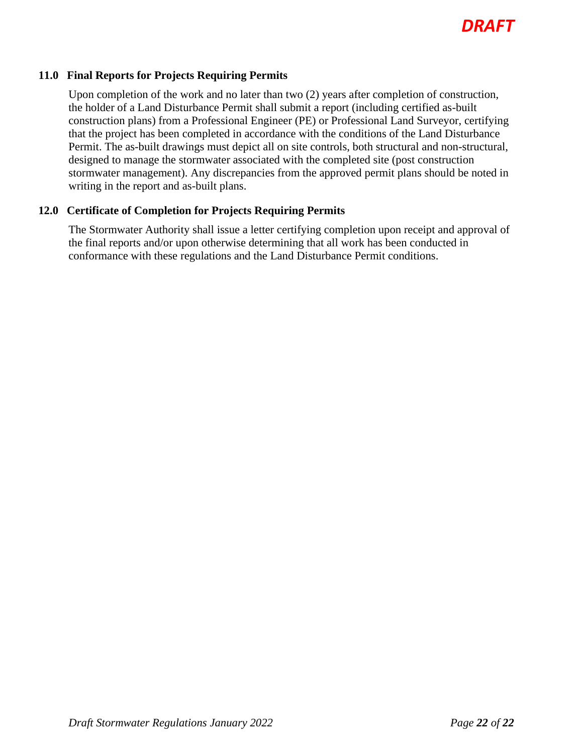## 11.0 Final Reports for Projects Requiring Permits

Upon completion of the work and no later than two (2) years after completion of construction, the holder of a Land Disturbance Permit shall submit a report (including certified as-built construction plans) from a Professional Engineer (PE) or Professional Land Surveyor, certifying that the project has been completed in accordance with the conditions of the Land Disturbance Permit. The as-built drawings must depict all on site controls, both structural and non-structural, designed to manage the stormwater associated with the completed site (post construction stormwater management). Any discrepancies from the approved permit plans should be noted in writing in the report and as-built plans.

## 12.0 Certificate of Completion for Projects Requiring Permits

The Stormwater Authority shall issue a letter certifying completion upon receipt and approval of the final reports and/or upon otherwise determining that all work has been conducted in conformance with these regulations and the Land Disturbance Permit conditions.